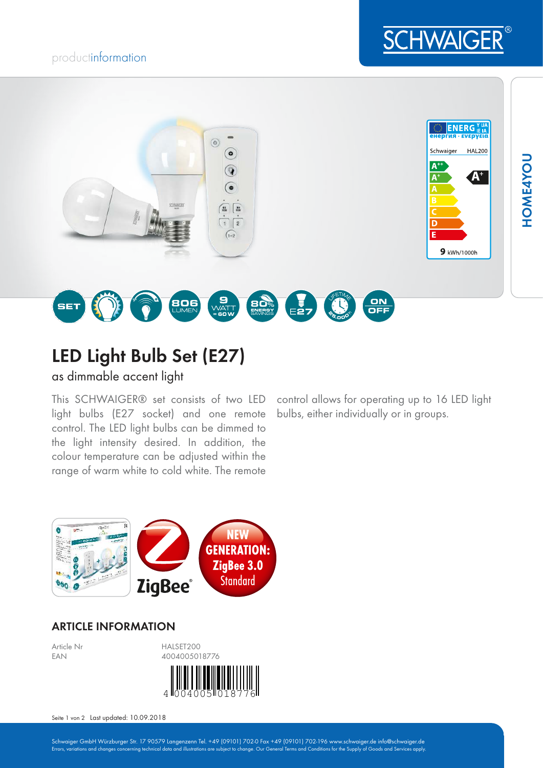productinformation

SCHWAIGER®

HOME4YOU

Schwaiger HAL200

A+

9 kWh/1000h

SET 806 LUMEN 9 WATT = 60 W 80% ENERGY SAVINGS E27 LIFETIME 25.000h ON OFF

# LED Light Bulb Set (E27)

as dimmable accent light

This SCHWAIGER® set consists of two LED light bulbs (E27 socket) and one remote control. The LED light bulbs can be dimmed to the light intensity desired. In addition, the colour temperature can be adjusted within the range of warm white to cold white. The remote control allows for operating up to 16 LED light bulbs, either individually or in groups.

ZigBee®

NEW GENERATION: ZigBee 3.0 Standard

## ARTICLE INFORMATION

| | |
|---|---|
| Article Nr | HALSET200 |
| EAN | 4004005018776 |

4 004005 018776

Last updated: 10.09.2018

Schwaiger GmbH Würzburger Str. 17 90579 Langenzenn Tel. +49 (09101) 702-0 Fax +49 (09101) 702-196 www.schwaiger.de info@schwaiger.de
Errors, variations and changes concerning technical data and illustrations are subject to change. Our General Terms and Conditions for the Supply of Goods and Services apply.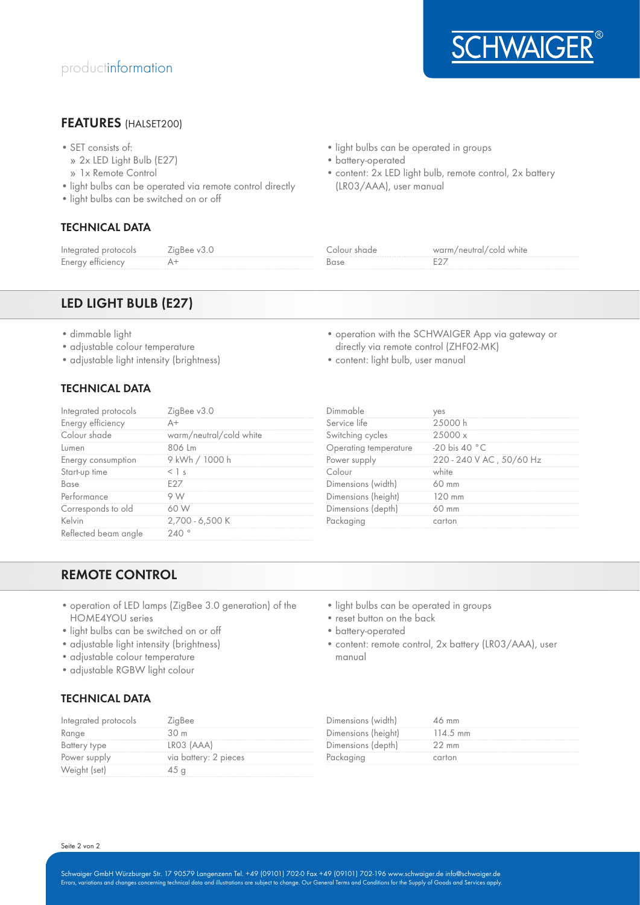productinformation

## FEATURES (HALSET200)

- SET consists of:
  - » 2x LED Light Bulb (E27)
  - » 1x Remote Control
- light bulbs can be operated via remote control directly
- light bulbs can be switched on or off
- light bulbs can be operated in groups
- battery-operated
- content: 2x LED light bulb, remote control, 2x battery (LR03/AAA), user manual

### TECHNICAL DATA

| | | | |
|---|---|---|---|
| Integrated protocols | ZigBee v3.0 | Colour shade | warm/neutral/cold white |
| Energy efficiency | A+ | Base | E27 |

## LED LIGHT BULB (E27)

- dimmable light
- adjustable colour temperature
- adjustable light intensity (brightness)
- operation with the SCHWAIGER App via gateway or directly via remote control (ZHF02-MK)
- content: light bulb, user manual

### TECHNICAL DATA

| | | | |
|---|---|---|---|
| Integrated protocols | ZigBee v3.0 | Dimmable | yes |
| Energy efficiency | A+ | Service life | 25000 h |
| Colour shade | warm/neutral/cold white | Switching cycles | 25000 x |
| Lumen | 806 Lm | Operating temperature | -20 bis 40 °C |
| Energy consumption | 9 kWh / 1000 h | Power supply | 220 - 240 V AC , 50/60 Hz |
| Start-up time | < 1 s | Colour | white |
| Base | E27 | Dimensions (width) | 60 mm |
| Performance | 9 W | Dimensions (height) | 120 mm |
| Corresponds to old | 60 W | Dimensions (depth) | 60 mm |
| Kelvin | 2,700 - 6,500 K | Packaging | carton |
| Reflected beam angle | 240 ° | | |

## REMOTE CONTROL

- operation of LED lamps (ZigBee 3.0 generation) of the HOME4YOU series
- light bulbs can be switched on or off
- adjustable light intensity (brightness)
- adjustable colour temperature
- adjustable RGBW light colour
- light bulbs can be operated in groups
- reset button on the back
- battery-operated
- content: remote control, 2x battery (LR03/AAA), user manual

### TECHNICAL DATA

| | | | |
|---|---|---|---|
| Integrated protocols | ZigBee | Dimensions (width) | 46 mm |
| Range | 30 m | Dimensions (height) | 114.5 mm |
| Battery type | LR03 (AAA) | Dimensions (depth) | 22 mm |
| Power supply | via battery: 2 pieces | Packaging | carton |
| Weight (set) | 45 g | | |

Schwaiger GmbH Würzburger Str. 17 90579 Langenzenn Tel. +49 (09101) 702-0 Fax +49 (09101) 702-196 www.schwaiger.de info@schwaiger.de
Errors, variations and changes concerning technical data and illustrations are subject to change. Our General Terms and Conditions for the Supply of Goods and Services apply.